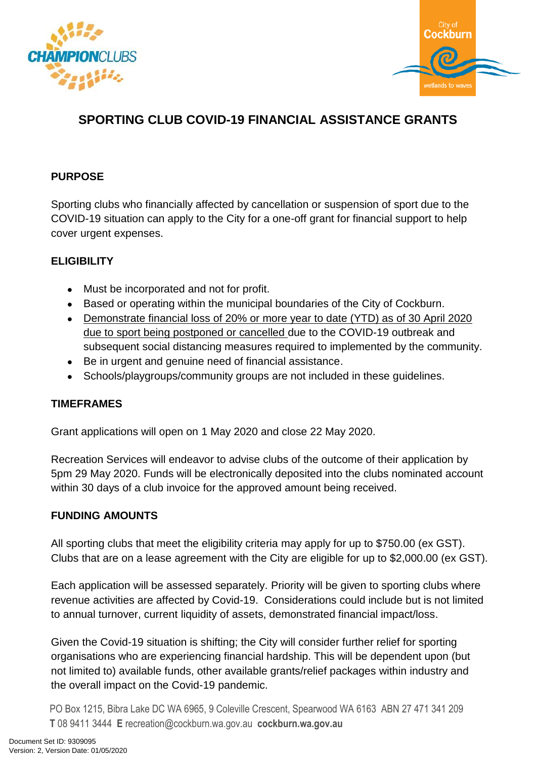# SPORTING CLUB COVID-19 FINANCIAL ASSISTANCE GRANTS

## PURPOSE

Sporting clubs who financially affected by cancellation or suspension of sport due to the COVID-19 situation can apply to the City for a one-off grant for financial support to help cover urgent expenses.

## ELIGIBILITY

- Must be incorporated and not for profit.
- Based or operating within the municipal boundaries of the City of Cockburn.
- <u>Demonstrate financial loss of 20% or more year to date (YTD) as of 30 April 2020 due to sport being postponed or cancelled</u> due to the COVID-19 outbreak and subsequent social distancing measures required to implemented by the community.
- Be in urgent and genuine need of financial assistance.
- Schools/playgroups/community groups are not included in these guidelines.

## TIMEFRAMES

Grant applications will open on 1 May 2020 and close 22 May 2020.

Recreation Services will endeavor to advise clubs of the outcome of their application by 5pm 29 May 2020. Funds will be electronically deposited into the clubs nominated account within 30 days of a club invoice for the approved amount being received.

## FUNDING AMOUNTS

All sporting clubs that meet the eligibility criteria may apply for up to $750.00 (ex GST). Clubs that are on a lease agreement with the City are eligible for up to $2,000.00 (ex GST).

Each application will be assessed separately. Priority will be given to sporting clubs where revenue activities are affected by Covid-19. Considerations could include but is not limited to annual turnover, current liquidity of assets, demonstrated financial impact/loss.

Given the Covid-19 situation is shifting; the City will consider further relief for sporting organisations who are experiencing financial hardship. This will be dependent upon (but not limited to) available funds, other available grants/relief packages within industry and the overall impact on the Covid-19 pandemic.

PO Box 1215, Bibra Lake DC WA 6965, 9 Coleville Crescent, Spearwood WA 6163 ABN 27 471 341 209
**T** 08 9411 3444 **E** recreation@cockburn.wa.gov.au **cockburn.wa.gov.au**

Document Set ID: 9309095
Version: 2, Version Date: 01/05/2020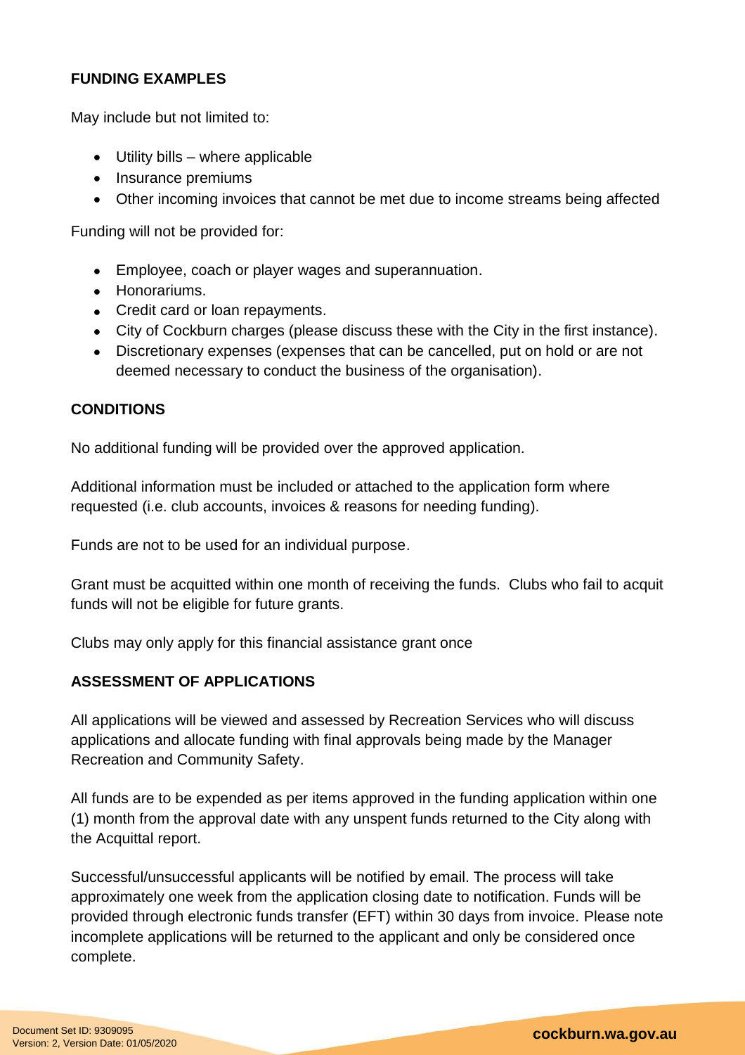**FUNDING EXAMPLES**

May include but not limited to:

- Utility bills – where applicable
- Insurance premiums
- Other incoming invoices that cannot be met due to income streams being affected

Funding will not be provided for:

- Employee, coach or player wages and superannuation.
- Honorariums.
- Credit card or loan repayments.
- City of Cockburn charges (please discuss these with the City in the first instance).
- Discretionary expenses (expenses that can be cancelled, put on hold or are not deemed necessary to conduct the business of the organisation).

**CONDITIONS**

No additional funding will be provided over the approved application.

Additional information must be included or attached to the application form where requested (i.e. club accounts, invoices & reasons for needing funding).

Funds are not to be used for an individual purpose.

Grant must be acquitted within one month of receiving the funds. Clubs who fail to acquit funds will not be eligible for future grants.

Clubs may only apply for this financial assistance grant once

**ASSESSMENT OF APPLICATIONS**

All applications will be viewed and assessed by Recreation Services who will discuss applications and allocate funding with final approvals being made by the Manager Recreation and Community Safety.

All funds are to be expended as per items approved in the funding application within one (1) month from the approval date with any unspent funds returned to the City along with the Acquittal report.

Successful/unsuccessful applicants will be notified by email. The process will take approximately one week from the application closing date to notification. Funds will be provided through electronic funds transfer (EFT) within 30 days from invoice. Please note incomplete applications will be returned to the applicant and only be considered once complete.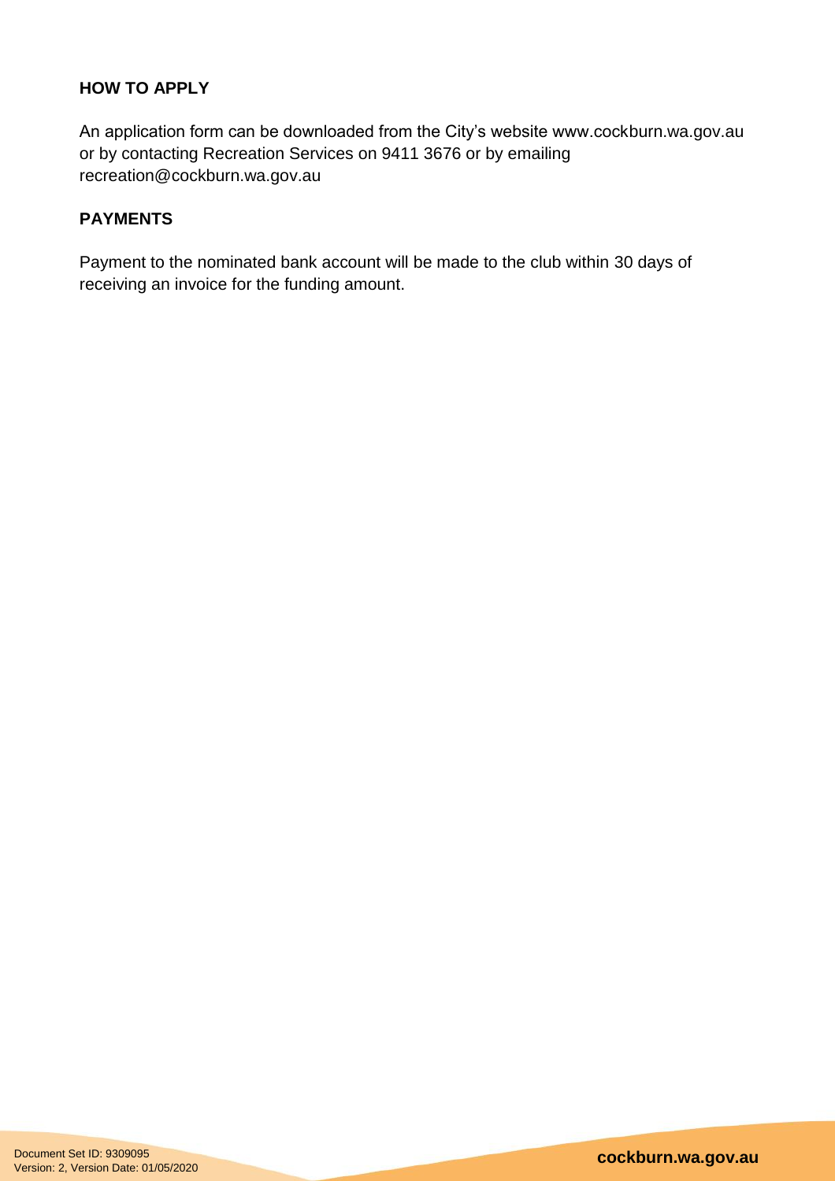## HOW TO APPLY

An application form can be downloaded from the City's website www.cockburn.wa.gov.au or by contacting Recreation Services on 9411 3676 or by emailing recreation@cockburn.wa.gov.au

## PAYMENTS

Payment to the nominated bank account will be made to the club within 30 days of receiving an invoice for the funding amount.